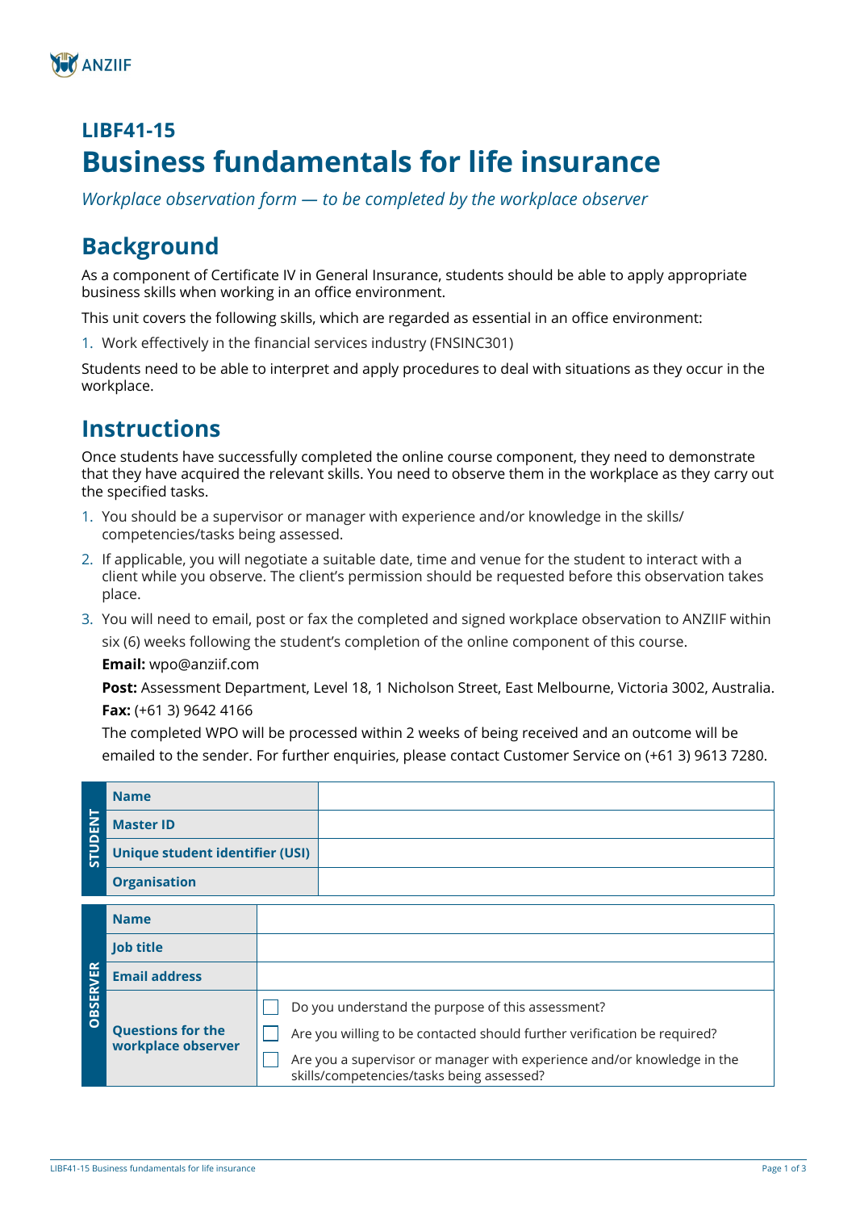ANZIIF

## LIBF41-15

# Business fundamentals for life insurance

*Workplace observation form — to be completed by the workplace observer*

## Background

As a component of Certificate IV in General Insurance, students should be able to apply appropriate business skills when working in an office environment.

This unit covers the following skills, which are regarded as essential in an office environment:

1. Work effectively in the financial services industry (FNSINC301)

Students need to be able to interpret and apply procedures to deal with situations as they occur in the workplace.

## Instructions

Once students have successfully completed the online course component, they need to demonstrate that they have acquired the relevant skills. You need to observe them in the workplace as they carry out the specified tasks.

1. You should be a supervisor or manager with experience and/or knowledge in the skills/competencies/tasks being assessed.
2. If applicable, you will negotiate a suitable date, time and venue for the student to interact with a client while you observe. The client's permission should be requested before this observation takes place.
3. You will need to email, post or fax the completed and signed workplace observation to ANZIIF within six (6) weeks following the student's completion of the online component of this course.

   **Email:** wpo@anziif.com

   **Post:** Assessment Department, Level 18, 1 Nicholson Street, East Melbourne, Victoria 3002, Australia.

   **Fax:** (+61 3) 9642 4166

   The completed WPO will be processed within 2 weeks of being received and an outcome will be emailed to the sender. For further enquiries, please contact Customer Service on (+61 3) 9613 7280.

| STUDENT | | |
|---|---|---|
| | **Name** | |
| | **Master ID** | |
| | **Unique student identifier (USI)** | |
| | **Organisation** | |

| OBSERVER | | |
|---|---|---|
| | **Name** | |
| | **Job title** | |
| | **Email address** | |
| | **Questions for the workplace observer** | ☐ Do you understand the purpose of this assessment?<br>☐ Are you willing to be contacted should further verification be required?<br>☐ Are you a supervisor or manager with experience and/or knowledge in the skills/competencies/tasks being assessed? |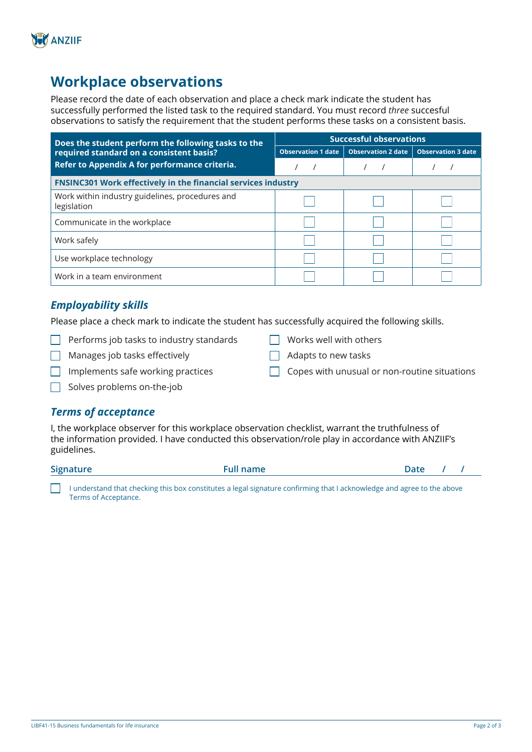# Workplace observations

Please record the date of each observation and place a check mark indicate the student has successfully performed the listed task to the required standard. You must record *three* succesful observations to satisfy the requirement that the student performs these tasks on a consistent basis.

| Does the student perform the following tasks to the required standard on a consistent basis? Refer to Appendix A for performance criteria. | Successful observations | | |
|---|---|---|---|
| | Observation 1 date | Observation 2 date | Observation 3 date |
| | / / | / / | / / |
| **FNSINC301 Work effectively in the financial services industry** | | | |
| Work within industry guidelines, procedures and legislation | ☐ | ☐ | ☐ |
| Communicate in the workplace | ☐ | ☐ | ☐ |
| Work safely | ☐ | ☐ | ☐ |
| Use workplace technology | ☐ | ☐ | ☐ |
| Work in a team environment | ☐ | ☐ | ☐ |

## *Employability skills*

Please place a check mark to indicate the student has successfully acquired the following skills.

- ☐ Performs job tasks to industry standards
- ☐ Manages job tasks effectively
- ☐ Implements safe working practices
- ☐ Solves problems on-the-job
- ☐ Works well with others
- ☐ Adapts to new tasks
- ☐ Copes with unusual or non-routine situations

## *Terms of acceptance*

I, the workplace observer for this workplace observation checklist, warrant the truthfulness of the information provided. I have conducted this observation/role play in accordance with ANZIIF's guidelines.

| Signature | Full name | Date / / |
|---|---|---|
| | | |

☐ I understand that checking this box constitutes a legal signature confirming that I acknowledge and agree to the above Terms of Acceptance.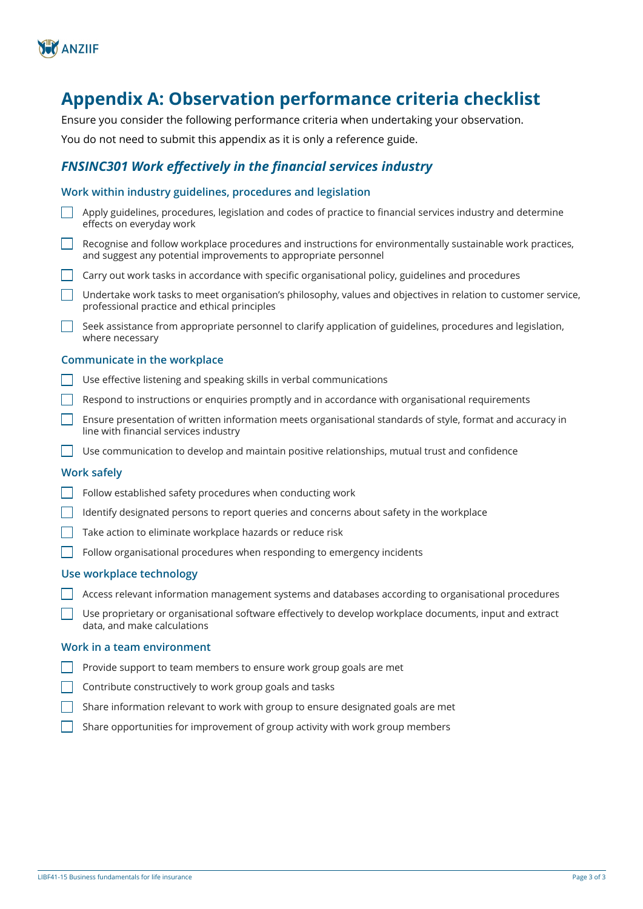# Appendix A: Observation performance criteria checklist

Ensure you consider the following performance criteria when undertaking your observation.

You do not need to submit this appendix as it is only a reference guide.

## *FNSINC301 Work effectively in the financial services industry*

### Work within industry guidelines, procedures and legislation

- [ ] Apply guidelines, procedures, legislation and codes of practice to financial services industry and determine effects on everyday work
- [ ] Recognise and follow workplace procedures and instructions for environmentally sustainable work practices, and suggest any potential improvements to appropriate personnel
- [ ] Carry out work tasks in accordance with specific organisational policy, guidelines and procedures
- [ ] Undertake work tasks to meet organisation's philosophy, values and objectives in relation to customer service, professional practice and ethical principles
- [ ] Seek assistance from appropriate personnel to clarify application of guidelines, procedures and legislation, where necessary

### Communicate in the workplace

- [ ] Use effective listening and speaking skills in verbal communications
- [ ] Respond to instructions or enquiries promptly and in accordance with organisational requirements
- [ ] Ensure presentation of written information meets organisational standards of style, format and accuracy in line with financial services industry
- [ ] Use communication to develop and maintain positive relationships, mutual trust and confidence

### Work safely

- [ ] Follow established safety procedures when conducting work
- [ ] Identify designated persons to report queries and concerns about safety in the workplace
- [ ] Take action to eliminate workplace hazards or reduce risk
- [ ] Follow organisational procedures when responding to emergency incidents

### Use workplace technology

- [ ] Access relevant information management systems and databases according to organisational procedures
- [ ] Use proprietary or organisational software effectively to develop workplace documents, input and extract data, and make calculations

### Work in a team environment

- [ ] Provide support to team members to ensure work group goals are met
- [ ] Contribute constructively to work group goals and tasks
- [ ] Share information relevant to work with group to ensure designated goals are met
- [ ] Share opportunities for improvement of group activity with work group members